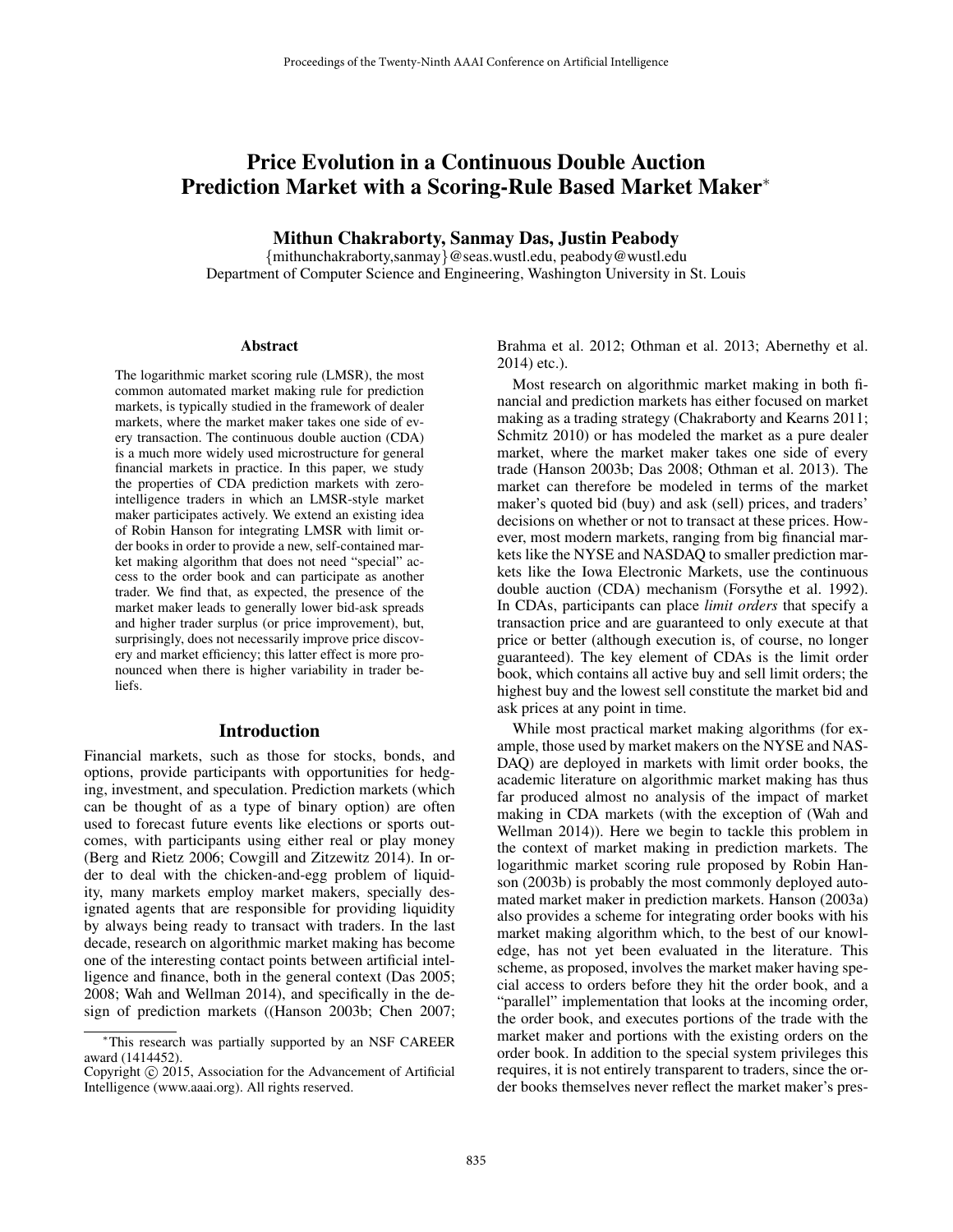# Price Evolution in a Continuous Double Auction Prediction Market with a Scoring-Rule Based Market Maker*

**Mithun Chakraborty, Sanmay Das, Justin Peabody**

{mithunchakraborty,sanmay}@seas.wustl.edu, peabody@wustl.edu

Department of Computer Science and Engineering, Washington University in St. Louis

## Abstract

The logarithmic market scoring rule (LMSR), the most common automated market making rule for prediction markets, is typically studied in the framework of dealer markets, where the market maker takes one side of every transaction. The continuous double auction (CDA) is a much more widely used microstructure for general financial markets in practice. In this paper, we study the properties of CDA prediction markets with zero-intelligence traders in which an LMSR-style market maker participates actively. We extend an existing idea of Robin Hanson for integrating LMSR with limit order books in order to provide a new, self-contained market making algorithm that does not need "special" access to the order book and can participate as another trader. We find that, as expected, the presence of the market maker leads to generally lower bid-ask spreads and higher trader surplus (or price improvement), but, surprisingly, does not necessarily improve price discovery and market efficiency; this latter effect is more pronounced when there is higher variability in trader beliefs.

## Introduction

Financial markets, such as those for stocks, bonds, and options, provide participants with opportunities for hedging, investment, and speculation. Prediction markets (which can be thought of as a type of binary option) are often used to forecast future events like elections or sports outcomes, with participants using either real or play money (Berg and Rietz 2006; Cowgill and Zitzewitz 2014). In order to deal with the chicken-and-egg problem of liquidity, many markets employ market makers, specially designated agents that are responsible for providing liquidity by always being ready to transact with traders. In the last decade, research on algorithmic market making has become one of the interesting contact points between artificial intelligence and finance, both in the general context (Das 2005; 2008; Wah and Wellman 2014), and specifically in the design of prediction markets ((Hanson 2003b; Chen 2007; Brahma et al. 2012; Othman et al. 2013; Abernethy et al. 2014) etc.).

Most research on algorithmic market making in both financial and prediction markets has either focused on market making as a trading strategy (Chakraborty and Kearns 2011; Schmitz 2010) or has modeled the market as a pure dealer market, where the market maker takes one side of every trade (Hanson 2003b; Das 2008; Othman et al. 2013). The market can therefore be modeled in terms of the market maker's quoted bid (buy) and ask (sell) prices, and traders' decisions on whether or not to transact at these prices. However, most modern markets, ranging from big financial markets like the NYSE and NASDAQ to smaller prediction markets like the Iowa Electronic Markets, use the continuous double auction (CDA) mechanism (Forsythe et al. 1992). In CDAs, participants can place *limit orders* that specify a transaction price and are guaranteed to only execute at that price or better (although execution is, of course, no longer guaranteed). The key element of CDAs is the limit order book, which contains all active buy and sell limit orders; the highest buy and the lowest sell constitute the market bid and ask prices at any point in time.

While most practical market making algorithms (for example, those used by market makers on the NYSE and NASDAQ) are deployed in markets with limit order books, the academic literature on algorithmic market making has thus far produced almost no analysis of the impact of market making in CDA markets (with the exception of (Wah and Wellman 2014)). Here we begin to tackle this problem in the context of market making in prediction markets. The logarithmic market scoring rule proposed by Robin Hanson (2003b) is probably the most commonly deployed automated market maker in prediction markets. Hanson (2003a) also provides a scheme for integrating order books with his market making algorithm which, to the best of our knowledge, has not yet been evaluated in the literature. This scheme, as proposed, involves the market maker having special access to orders before they hit the order book, and a "parallel" implementation that looks at the incoming order, the order book, and executes portions of the trade with the market maker and portions with the existing orders on the order book. In addition to the special system privileges this requires, it is not entirely transparent to traders, since the order books themselves never reflect the market maker's pres-

*This research was partially supported by an NSF CAREER award (1414452).

Copyright © 2015, Association for the Advancement of Artificial Intelligence (www.aaai.org). All rights reserved.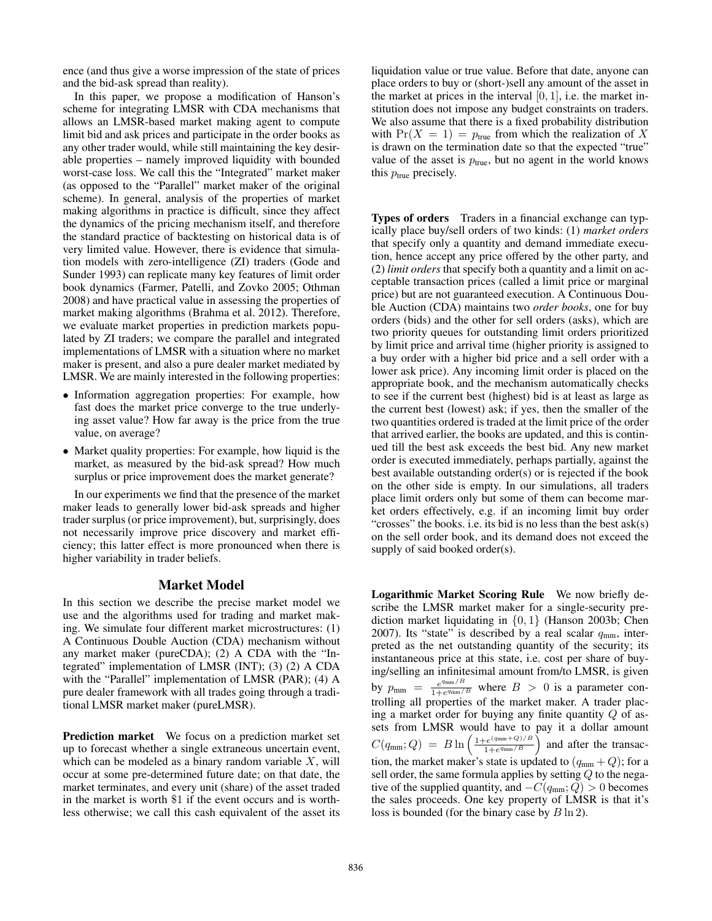ence (and thus give a worse impression of the state of prices and the bid-ask spread than reality).

In this paper, we propose a modification of Hanson's scheme for integrating LMSR with CDA mechanisms that allows an LMSR-based market making agent to compute limit bid and ask prices and participate in the order books as any other trader would, while still maintaining the key desirable properties – namely improved liquidity with bounded worst-case loss. We call this the "Integrated" market maker (as opposed to the "Parallel" market maker of the original scheme). In general, analysis of the properties of market making algorithms in practice is difficult, since they affect the dynamics of the pricing mechanism itself, and therefore the standard practice of backtesting on historical data is of very limited value. However, there is evidence that simulation models with zero-intelligence (ZI) traders (Gode and Sunder 1993) can replicate many key features of limit order book dynamics (Farmer, Patelli, and Zovko 2005; Othman 2008) and have practical value in assessing the properties of market making algorithms (Brahma et al. 2012). Therefore, we evaluate market properties in prediction markets populated by ZI traders; we compare the parallel and integrated implementations of LMSR with a situation where no market maker is present, and also a pure dealer market mediated by LMSR. We are mainly interested in the following properties:

- Information aggregation properties: For example, how fast does the market price converge to the true underlying asset value? How far away is the price from the true value, on average?
- Market quality properties: For example, how liquid is the market, as measured by the bid-ask spread? How much surplus or price improvement does the market generate?

In our experiments we find that the presence of the market maker leads to generally lower bid-ask spreads and higher trader surplus (or price improvement), but, surprisingly, does not necessarily improve price discovery and market efficiency; this latter effect is more pronounced when there is higher variability in trader beliefs.

## Market Model

In this section we describe the precise market model we use and the algorithms used for trading and market making. We simulate four different market microstructures: (1) A Continuous Double Auction (CDA) mechanism without any market maker (pureCDA); (2) A CDA with the "Integrated" implementation of LMSR (INT); (3) (2) A CDA with the "Parallel" implementation of LMSR (PAR); (4) A pure dealer framework with all trades going through a traditional LMSR market maker (pureLMSR).

**Prediction market** We focus on a prediction market set up to forecast whether a single extraneous uncertain event, which can be modeled as a binary random variable $X$, will occur at some pre-determined future date; on that date, the market terminates, and every unit (share) of the asset traded in the market is worth \$1 if the event occurs and is worthless otherwise; we call this cash equivalent of the asset its liquidation value or true value. Before that date, anyone can place orders to buy or (short-)sell any amount of the asset in the market at prices in the interval $[0, 1]$, i.e. the market institution does not impose any budget constraints on traders. We also assume that there is a fixed probability distribution with $\Pr(X = 1) = p_{\text{true}}$ from which the realization of $X$ is drawn on the termination date so that the expected "true" value of the asset is $p_{\text{true}}$, but no agent in the world knows this $p_{\text{true}}$ precisely.

**Types of orders** Traders in a financial exchange can typically place buy/sell orders of two kinds: (1) *market orders* that specify only a quantity and demand immediate execution, hence accept any price offered by the other party, and (2) *limit orders* that specify both a quantity and a limit on acceptable transaction prices (called a limit price or marginal price) but are not guaranteed execution. A Continuous Double Auction (CDA) maintains two *order books*, one for buy orders (bids) and the other for sell orders (asks), which are two priority queues for outstanding limit orders prioritized by limit price and arrival time (higher priority is assigned to a buy order with a higher bid price and a sell order with a lower ask price). Any incoming limit order is placed on the appropriate book, and the mechanism automatically checks to see if the current best (highest) bid is at least as large as the current best (lowest) ask; if yes, then the smaller of the two quantities ordered is traded at the limit price of the order that arrived earlier, the books are updated, and this is continued till the best ask exceeds the best bid. Any new market order is executed immediately, perhaps partially, against the best available outstanding order(s) or is rejected if the book on the other side is empty. In our simulations, all traders place limit orders only but some of them can become market orders effectively, e.g. if an incoming limit buy order "crosses" the books. i.e. its bid is no less than the best ask(s) on the sell order book, and its demand does not exceed the supply of said booked order(s).

**Logarithmic Market Scoring Rule** We now briefly describe the LMSR market maker for a single-security prediction market liquidating in $\{0, 1\}$ (Hanson 2003b; Chen 2007). Its "state" is described by a real scalar $q_{\text{mm}}$, interpreted as the net outstanding quantity of the security; its instantaneous price at this state, i.e. cost per share of buying/selling an infinitesimal amount from/to LMSR, is given by $p_{\text{mm}} = \frac{e^{q_{\text{mm}}/B}}{1+e^{q_{\text{mm}}/B}}$ where $B > 0$ is a parameter controlling all properties of the market maker. A trader placing a market order for buying any finite quantity $Q$ of assets from LMSR would have to pay it a dollar amount $C(q_{\text{mm}}; Q) = B \ln\left(\frac{1+e^{(q_{\text{mm}}+Q)/B}}{1+e^{q_{\text{mm}}/B}}\right)$ and after the transaction, the market maker's state is updated to $(q_{\text{mm}} + Q)$; for a sell order, the same formula applies by setting $Q$ to the negative of the supplied quantity, and $-C(q_{\text{mm}}; Q) > 0$ becomes the sales proceeds. One key property of LMSR is that it's loss is bounded (for the binary case by $B \ln 2$).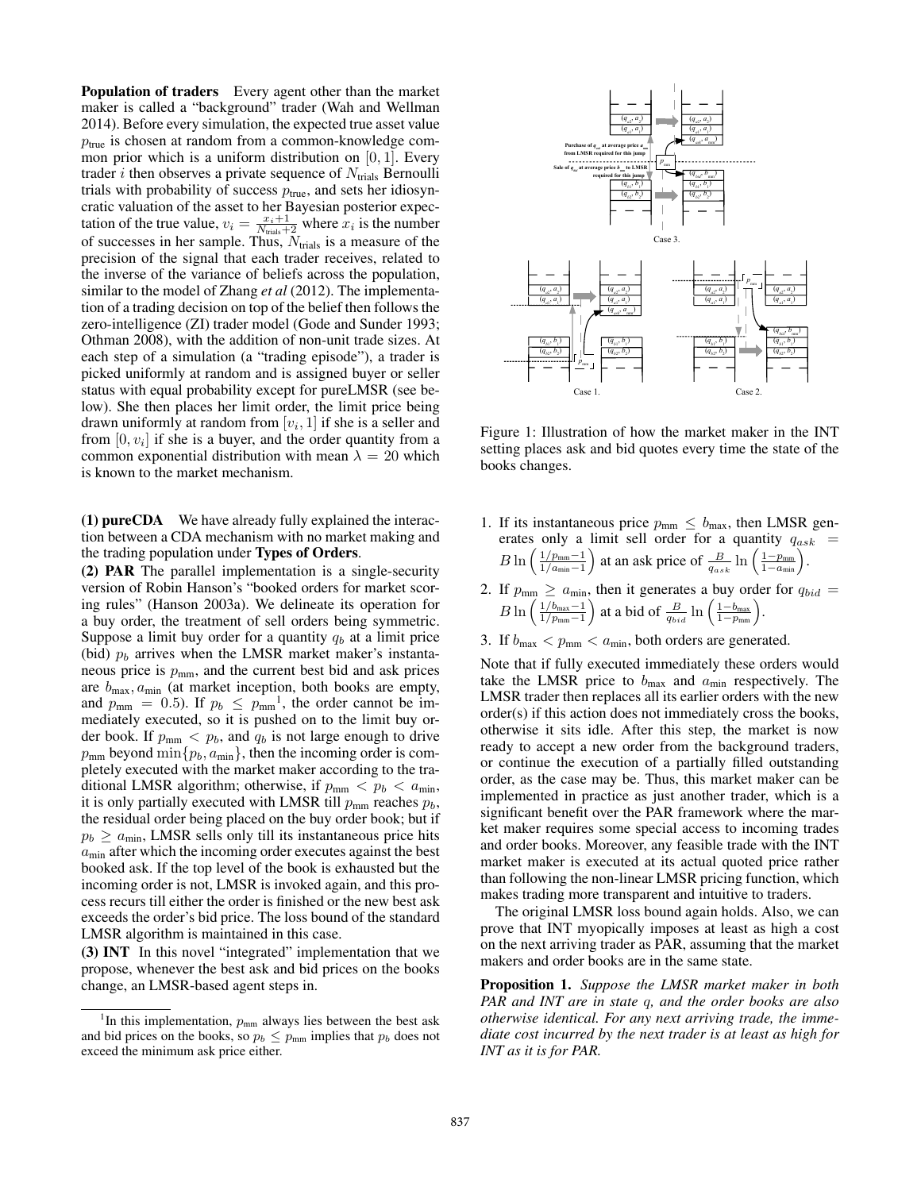**Population of traders** Every agent other than the market maker is called a "background" trader (Wah and Wellman 2014). Before every simulation, the expected true asset value $p_{\text{true}}$ is chosen at random from a common-knowledge common prior which is a uniform distribution on $[0, 1]$. Every trader $i$ then observes a private sequence of $N_{\text{trials}}$ Bernoulli trials with probability of success $p_{\text{true}}$, and sets her idiosyncratic valuation of the asset to her Bayesian posterior expectation of the true value, $v_i = \frac{x_i+1}{N_{\text{trials}}+2}$ where $x_i$ is the number of successes in her sample. Thus, $N_{\text{trials}}$ is a measure of the precision of the signal that each trader receives, related to the inverse of the variance of beliefs across the population, similar to the model of Zhang *et al* (2012). The implementation of a trading decision on top of the belief then follows the zero-intelligence (ZI) trader model (Gode and Sunder 1993; Othman 2008), with the addition of non-unit trade sizes. At each step of a simulation (a "trading episode"), a trader is picked uniformly at random and is assigned buyer or seller status with equal probability except for pureLMSR (see below). She then places her limit order, the limit price being drawn uniformly at random from $[v_i, 1]$ if she is a seller and from $[0, v_i]$ if she is a buyer, and the order quantity from a common exponential distribution with mean $\lambda = 20$ which is known to the market mechanism.

**(1) pureCDA** We have already fully explained the interaction between a CDA mechanism with no market making and the trading population under **Types of Orders**.

**(2) PAR** The parallel implementation is a single-security version of Robin Hanson's "booked orders for market scoring rules" (Hanson 2003a). We delineate its operation for a buy order, the treatment of sell orders being symmetric. Suppose a limit buy order for a quantity $q_b$ at a limit price (bid) $p_b$ arrives when the LMSR market maker's instantaneous price is $p_{\text{mm}}$, and the current best bid and ask prices are $b_{\max}, a_{\min}$ (at market inception, both books are empty, and $p_{\text{mm}} = 0.5$). If $p_b \leq p_{\text{mm}}$[1], the order cannot be immediately executed, so it is pushed on to the limit buy order book. If $p_{\text{mm}} < p_b$, and $q_b$ is not large enough to drive $p_{\text{mm}}$ beyond $\min\{p_b, a_{\min}\}$, then the incoming order is completely executed with the market maker according to the traditional LMSR algorithm; otherwise, if $p_{\text{mm}} < p_b < a_{\min}$, it is only partially executed with LMSR till $p_{\text{mm}}$ reaches $p_b$, the residual order being placed on the buy order book; but if $p_b \geq a_{\min}$, LMSR sells only till its instantaneous price hits $a_{\min}$ after which the incoming order executes against the best booked ask. If the top level of the book is exhausted but the incoming order is not, LMSR is invoked again, and this process recurs till either the order is finished or the new best ask exceeds the order's bid price. The loss bound of the standard LMSR algorithm is maintained in this case.

**(3) INT** In this novel "integrated" implementation that we propose, whenever the best ask and bid prices on the books change, an LMSR-based agent steps in.

[1] In this implementation, $p_{\text{mm}}$ always lies between the best ask and bid prices on the books, so $p_b \leq p_{\text{mm}}$ implies that $p_b$ does not exceed the minimum ask price either.

Figure 1: Illustration of how the market maker in the INT setting places ask and bid quotes every time the state of the books changes.

1. If its instantaneous price $p_{\text{mm}} \leq b_{\max}$, then LMSR generates only a limit sell order for a quantity $q_{ask} = B \ln\left(\frac{1/p_{\text{mm}}-1}{1/a_{\min}-1}\right)$ at an ask price of $\frac{B}{q_{ask}} \ln\left(\frac{1-p_{\text{mm}}}{1-a_{\min}}\right)$.
2. If $p_{\text{mm}} \geq a_{\min}$, then it generates a buy order for $q_{bid} = B \ln\left(\frac{1/b_{\max}-1}{1/p_{\text{mm}}-1}\right)$ at a bid of $\frac{B}{q_{bid}} \ln\left(\frac{1-b_{\max}}{1-p_{\text{mm}}}\right)$.
3. If $b_{\max} < p_{\text{mm}} < a_{\min}$, both orders are generated.

Note that if fully executed immediately these orders would take the LMSR price to $b_{\max}$ and $a_{\min}$ respectively. The LMSR trader then replaces all its earlier orders with the new order(s) if this action does not immediately cross the books, otherwise it sits idle. After this step, the market is now ready to accept a new order from the background traders, or continue the execution of a partially filled outstanding order, as the case may be. Thus, this market maker can be implemented in practice as just another trader, which is a significant benefit over the PAR framework where the market maker requires some special access to incoming trades and order books. Moreover, any feasible trade with the INT market maker is executed at its actual quoted price rather than following the non-linear LMSR pricing function, which makes trading more transparent and intuitive to traders.

The original LMSR loss bound again holds. Also, we can prove that INT myopically imposes at least as high a cost on the next arriving trader as PAR, assuming that the market makers and order books are in the same state.

**Proposition 1.** *Suppose the LMSR market maker in both PAR and INT are in state q, and the order books are also otherwise identical. For any next arriving trade, the immediate cost incurred by the next trader is at least as high for INT as it is for PAR.*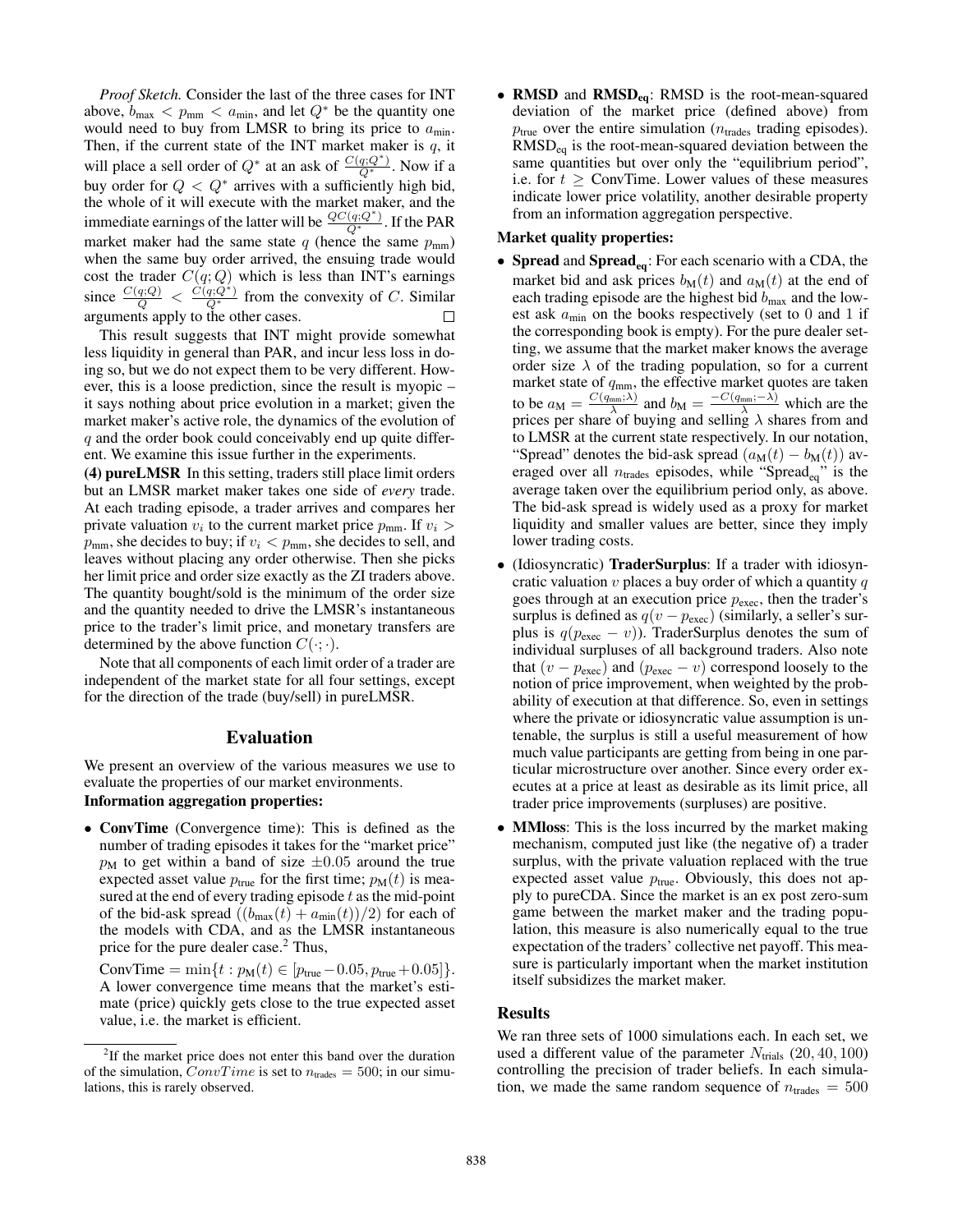*Proof Sketch.* Consider the last of the three cases for INT above, $b_{\max} < p_{\text{mm}} < a_{\min}$, and let $Q^*$ be the quantity one would need to buy from LMSR to bring its price to $a_{\min}$. Then, if the current state of the INT market maker is $q$, it will place a sell order of $Q^*$ at an ask of $\frac{C(q;Q^*)}{Q^*}$. Now if a buy order for $Q < Q^*$ arrives with a sufficiently high bid, the whole of it will execute with the market maker, and the immediate earnings of the latter will be $\frac{QC(q;Q^*)}{Q^*}$. If the PAR market maker had the same state $q$ (hence the same $p_{\text{mm}}$) when the same buy order arrived, the ensuing trade would cost the trader $C(q;Q)$ which is less than INT's earnings since $\frac{C(q;Q)}{Q} < \frac{C(q;Q^*)}{Q^*}$ from the convexity of $C$. Similar arguments apply to the other cases. □

This result suggests that INT might provide somewhat less liquidity in general than PAR, and incur less loss in doing so, but we do not expect them to be very different. However, this is a loose prediction, since the result is myopic – it says nothing about price evolution in a market; given the market maker's active role, the dynamics of the evolution of $q$ and the order book could conceivably end up quite different. We examine this issue further in the experiments.

**(4) pureLMSR** In this setting, traders still place limit orders but an LMSR market maker takes one side of *every* trade. At each trading episode, a trader arrives and compares her private valuation $v_i$ to the current market price $p_{\text{mm}}$. If $v_i > p_{\text{mm}}$, she decides to buy; if $v_i < p_{\text{mm}}$, she decides to sell, and leaves without placing any order otherwise. Then she picks her limit price and order size exactly as the ZI traders above. The quantity bought/sold is the minimum of the order size and the quantity needed to drive the LMSR's instantaneous price to the trader's limit price, and monetary transfers are determined by the above function $C(\cdot;\cdot)$.

Note that all components of each limit order of a trader are independent of the market state for all four settings, except for the direction of the trade (buy/sell) in pureLMSR.

## Evaluation

We present an overview of the various measures we use to evaluate the properties of our market environments.

**Information aggregation properties:**

- **ConvTime** (Convergence time): This is defined as the number of trading episodes it takes for the "market price" $p_{\text{M}}$ to get within a band of size $\pm 0.05$ around the true expected asset value $p_{\text{true}}$ for the first time; $p_{\text{M}}(t)$ is measured at the end of every trading episode $t$ as the mid-point of the bid-ask spread $((b_{\max}(t) + a_{\min}(t))/2)$ for each of the models with CDA, and as the LMSR instantaneous price for the pure dealer case.[2] Thus,

  $\text{ConvTime} = \min\{t : p_{\text{M}}(t) \in [p_{\text{true}} - 0.05, p_{\text{true}} + 0.05]\}$.
  A lower convergence time means that the market's estimate (price) quickly gets close to the true expected asset value, i.e. the market is efficient.

- **RMSD** and **RMSD$_{\text{eq}}$**: RMSD is the root-mean-squared deviation of the market price (defined above) from $p_{\text{true}}$ over the entire simulation ($n_{\text{trades}}$ trading episodes). RMSD$_{\text{eq}}$ is the root-mean-squared deviation between the same quantities but over only the "equilibrium period", i.e. for $t \geq$ ConvTime. Lower values of these measures indicate lower price volatility, another desirable property from an information aggregation perspective.

**Market quality properties:**

- **Spread** and **Spread$_{\text{eq}}$**: For each scenario with a CDA, the market bid and ask prices $b_{\text{M}}(t)$ and $a_{\text{M}}(t)$ at the end of each trading episode are the highest bid $b_{\max}$ and the lowest ask $a_{\min}$ on the books respectively (set to 0 and 1 if the corresponding book is empty). For the pure dealer setting, we assume that the market maker knows the average order size $\lambda$ of the trading population, so for a current market state of $q_{\text{mm}}$, the effective market quotes are taken to be $a_{\text{M}} = \frac{C(q_{\text{mm}};\lambda)}{\lambda}$ and $b_{\text{M}} = \frac{-C(q_{\text{mm}};-\lambda)}{\lambda}$ which are the prices per share of buying and selling $\lambda$ shares from and to LMSR at the current state respectively. In our notation, "Spread" denotes the bid-ask spread $(a_{\text{M}}(t) - b_{\text{M}}(t))$ averaged over all $n_{\text{trades}}$ episodes, while "Spread$_{\text{eq}}$" is the average taken over the equilibrium period only, as above. The bid-ask spread is widely used as a proxy for market liquidity and smaller values are better, since they imply lower trading costs.

- (Idiosyncratic) **TraderSurplus**: If a trader with idiosyncratic valuation $v$ places a buy order of which a quantity $q$ goes through at an execution price $p_{\text{exec}}$, then the trader's surplus is defined as $q(v - p_{\text{exec}})$ (similarly, a seller's surplus is $q(p_{\text{exec}} - v)$). TraderSurplus denotes the sum of individual surpluses of all background traders. Also note that $(v - p_{\text{exec}})$ and $(p_{\text{exec}} - v)$ correspond loosely to the notion of price improvement, when weighted by the probability of execution at that difference. So, even in settings where the private or idiosyncratic value assumption is untenable, the surplus is still a useful measurement of how much value participants are getting from being in one particular microstructure over another. Since every order executes at a price at least as desirable as its limit price, all trader price improvements (surpluses) are positive.

- **MMloss**: This is the loss incurred by the market making mechanism, computed just like (the negative of) a trader surplus, with the private valuation replaced with the true expected asset value $p_{\text{true}}$. Obviously, this does not apply to pureCDA. Since the market is an ex post zero-sum game between the market maker and the trading population, this measure is also numerically equal to the true expectation of the traders' collective net payoff. This measure is particularly important when the market institution itself subsidizes the market maker.

## Results

We ran three sets of 1000 simulations each. In each set, we used a different value of the parameter $N_{\text{trials}}$ (20, 40, 100) controlling the precision of trader beliefs. In each simulation, we made the same random sequence of $n_{\text{trades}} = 500$

[2] If the market price does not enter this band over the duration of the simulation, $ConvTime$ is set to $n_{\text{trades}} = 500$; in our simulations, this is rarely observed.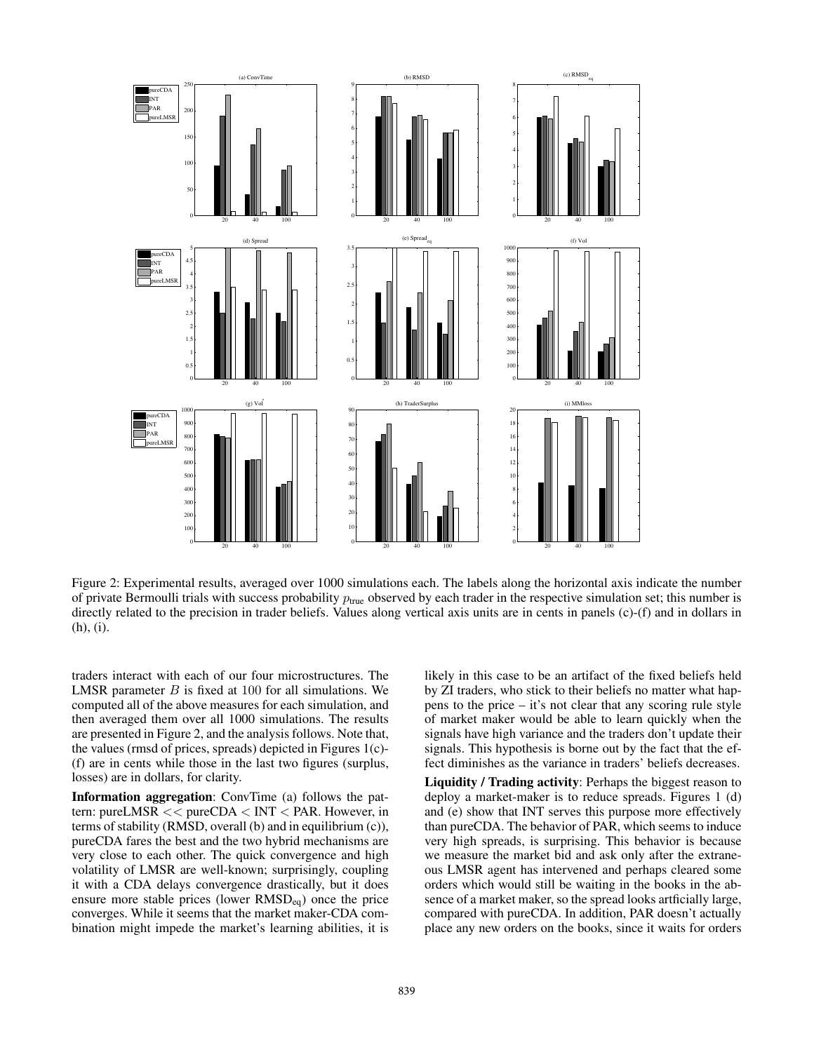Figure 2: Experimental results, averaged over 1000 simulations each. The labels along the horizontal axis indicate the number of private Bermoulli trials with success probability $p_{\text{true}}$ observed by each trader in the respective simulation set; this number is directly related to the precision in trader beliefs. Values along vertical axis units are in cents in panels (c)-(f) and in dollars in (h), (i).

traders interact with each of our four microstructures. The LMSR parameter $B$ is fixed at 100 for all simulations. We computed all of the above measures for each simulation, and then averaged them over all 1000 simulations. The results are presented in Figure 2, and the analysis follows. Note that, the values (rmsd of prices, spreads) depicted in Figures 1(c)-(f) are in cents while those in the last two figures (surplus, losses) are in dollars, for clarity.

**Information aggregation**: ConvTime (a) follows the pattern: pureLMSR << pureCDA < INT < PAR. However, in terms of stability (RMSD, overall (b) and in equilibrium (c)), pureCDA fares the best and the two hybrid mechanisms are very close to each other. The quick convergence and high volatility of LMSR are well-known; surprisingly, coupling it with a CDA delays convergence drastically, but it does ensure more stable prices (lower $\text{RMSD}_{\text{eq}}$) once the price converges. While it seems that the market maker-CDA combination might impede the market's learning abilities, it is likely in this case to be an artifact of the fixed beliefs held by ZI traders, who stick to their beliefs no matter what happens to the price – it's not clear that any scoring rule style of market maker would be able to learn quickly when the signals have high variance and the traders don't update their signals. This hypothesis is borne out by the fact that the effect diminishes as the variance in traders' beliefs decreases.

**Liquidity / Trading activity**: Perhaps the biggest reason to deploy a market-maker is to reduce spreads. Figures 1 (d) and (e) show that INT serves this purpose more effectively than pureCDA. The behavior of PAR, which seems to induce very high spreads, is surprising. This behavior is because we measure the market bid and ask only after the extraneous LMSR agent has intervened and perhaps cleared some orders which would still be waiting in the books in the absence of a market maker, so the spread looks artficially large, compared with pureCDA. In addition, PAR doesn't actually place any new orders on the books, since it waits for orders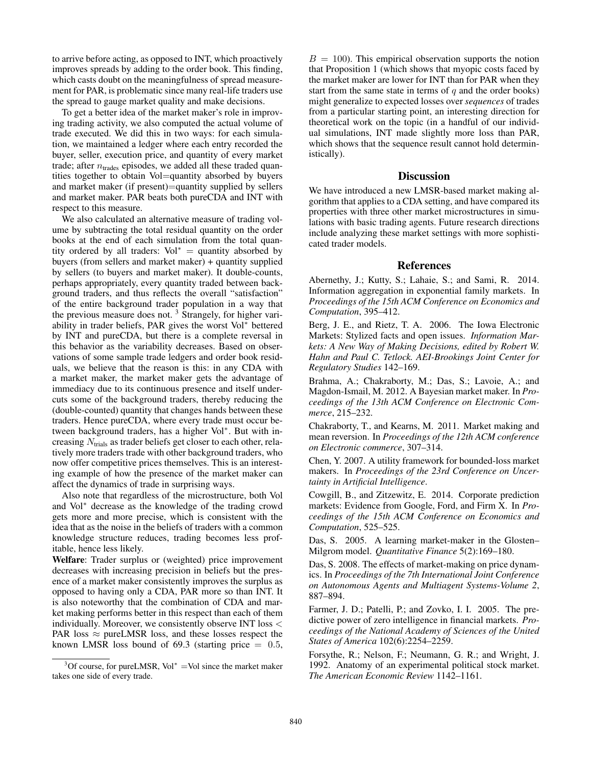to arrive before acting, as opposed to INT, which proactively improves spreads by adding to the order book. This finding, which casts doubt on the meaningfulness of spread measurement for PAR, is problematic since many real-life traders use the spread to gauge market quality and make decisions.

To get a better idea of the market maker's role in improving trading activity, we also computed the actual volume of trade executed. We did this in two ways: for each simulation, we maintained a ledger where each entry recorded the buyer, seller, execution price, and quantity of every market trade; after $n_{\text{trades}}$ episodes, we added all these traded quantities together to obtain Vol=quantity absorbed by buyers and market maker (if present)=quantity supplied by sellers and market maker. PAR beats both pureCDA and INT with respect to this measure.

We also calculated an alternative measure of trading volume by subtracting the total residual quantity on the order books at the end of each simulation from the total quantity ordered by all traders: $\text{Vol}^* =$ quantity absorbed by buyers (from sellers and market maker) + quantity supplied by sellers (to buyers and market maker). It double-counts, perhaps appropriately, every quantity traded between background traders, and thus reflects the overall "satisfaction" of the entire background trader population in a way that the previous measure does not. [3] Strangely, for higher variability in trader beliefs, PAR gives the worst $\text{Vol}^*$ bettered by INT and pureCDA, but there is a complete reversal in this behavior as the variability decreases. Based on observations of some sample trade ledgers and order book residuals, we believe that the reason is this: in any CDA with a market maker, the market maker gets the advantage of immediacy due to its continuous presence and itself undercuts some of the background traders, thereby reducing the (double-counted) quantity that changes hands between these traders. Hence pureCDA, where every trade must occur between background traders, has a higher $\text{Vol}^*$. But with increasing $N_{\text{trials}}$ as trader beliefs get closer to each other, relatively more traders trade with other background traders, who now offer competitive prices themselves. This is an interesting example of how the presence of the market maker can affect the dynamics of trade in surprising ways.

Also note that regardless of the microstructure, both Vol and $\text{Vol}^*$ decrease as the knowledge of the trading crowd gets more and more precise, which is consistent with the idea that as the noise in the beliefs of traders with a common knowledge structure reduces, trading becomes less profitable, hence less likely.

**Welfare**: Trader surplus or (weighted) price improvement decreases with increasing precision in beliefs but the presence of a market maker consistently improves the surplus as opposed to having only a CDA, PAR more so than INT. It is also noteworthy that the combination of CDA and market making performs better in this respect than each of them individually. Moreover, we consistently observe INT loss $<$ PAR loss $\approx$ pureLMSR loss, and these losses respect the known LMSR loss bound of 69.3 (starting price $= 0.5$, $B = 100$). This empirical observation supports the notion that Proposition 1 (which shows that myopic costs faced by the market maker are lower for INT than for PAR when they start from the same state in terms of $q$ and the order books) might generalize to expected losses over *sequences* of trades from a particular starting point, an interesting direction for theoretical work on the topic (in a handful of our individual simulations, INT made slightly more loss than PAR, which shows that the sequence result cannot hold deterministically).

[3] Of course, for pureLMSR, $\text{Vol}^* =$Vol since the market maker takes one side of every trade.

## Discussion

We have introduced a new LMSR-based market making algorithm that applies to a CDA setting, and have compared its properties with three other market microstructures in simulations with basic trading agents. Future research directions include analyzing these market settings with more sophisticated trader models.

## References

Abernethy, J.; Kutty, S.; Lahaie, S.; and Sami, R. 2014. Information aggregation in exponential family markets. In *Proceedings of the 15th ACM Conference on Economics and Computation*, 395–412.

Berg, J. E., and Rietz, T. A. 2006. The Iowa Electronic Markets: Stylized facts and open issues. *Information Markets: A New Way of Making Decisions, edited by Robert W. Hahn and Paul C. Tetlock. AEI-Brookings Joint Center for Regulatory Studies* 142–169.

Brahma, A.; Chakraborty, M.; Das, S.; Lavoie, A.; and Magdon-Ismail, M. 2012. A Bayesian market maker. In *Proceedings of the 13th ACM Conference on Electronic Commerce*, 215–232.

Chakraborty, T., and Kearns, M. 2011. Market making and mean reversion. In *Proceedings of the 12th ACM conference on Electronic commerce*, 307–314.

Chen, Y. 2007. A utility framework for bounded-loss market makers. In *Proceedings of the 23rd Conference on Uncertainty in Artificial Intelligence*.

Cowgill, B., and Zitzewitz, E. 2014. Corporate prediction markets: Evidence from Google, Ford, and Firm X. In *Proceedings of the 15th ACM Conference on Economics and Computation*, 525–525.

Das, S. 2005. A learning market-maker in the Glosten–Milgrom model. *Quantitative Finance* 5(2):169–180.

Das, S. 2008. The effects of market-making on price dynamics. In *Proceedings of the 7th International Joint Conference on Autonomous Agents and Multiagent Systems-Volume 2*, 887–894.

Farmer, J. D.; Patelli, P.; and Zovko, I. I. 2005. The predictive power of zero intelligence in financial markets. *Proceedings of the National Academy of Sciences of the United States of America* 102(6):2254–2259.

Forsythe, R.; Nelson, F.; Neumann, G. R.; and Wright, J. 1992. Anatomy of an experimental political stock market. *The American Economic Review* 1142–1161.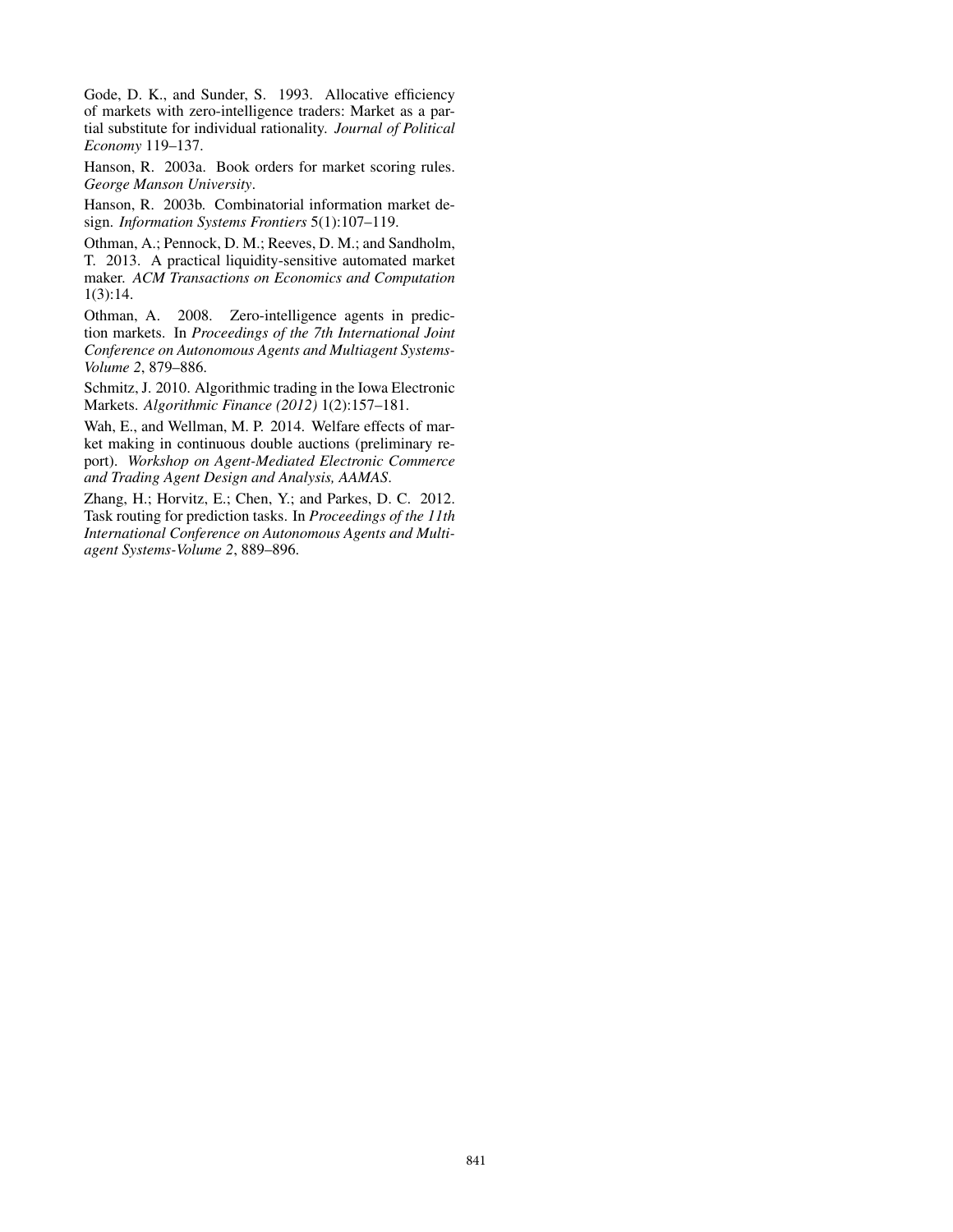Gode, D. K., and Sunder, S. 1993. Allocative efficiency of markets with zero-intelligence traders: Market as a partial substitute for individual rationality. *Journal of Political Economy* 119–137.

Hanson, R. 2003a. Book orders for market scoring rules. *George Manson University*.

Hanson, R. 2003b. Combinatorial information market design. *Information Systems Frontiers* 5(1):107–119.

Othman, A.; Pennock, D. M.; Reeves, D. M.; and Sandholm, T. 2013. A practical liquidity-sensitive automated market maker. *ACM Transactions on Economics and Computation* 1(3):14.

Othman, A. 2008. Zero-intelligence agents in prediction markets. In *Proceedings of the 7th International Joint Conference on Autonomous Agents and Multiagent Systems-Volume 2*, 879–886.

Schmitz, J. 2010. Algorithmic trading in the Iowa Electronic Markets. *Algorithmic Finance (2012)* 1(2):157–181.

Wah, E., and Wellman, M. P. 2014. Welfare effects of market making in continuous double auctions (preliminary report). *Workshop on Agent-Mediated Electronic Commerce and Trading Agent Design and Analysis, AAMAS*.

Zhang, H.; Horvitz, E.; Chen, Y.; and Parkes, D. C. 2012. Task routing for prediction tasks. In *Proceedings of the 11th International Conference on Autonomous Agents and Multiagent Systems-Volume 2*, 889–896.